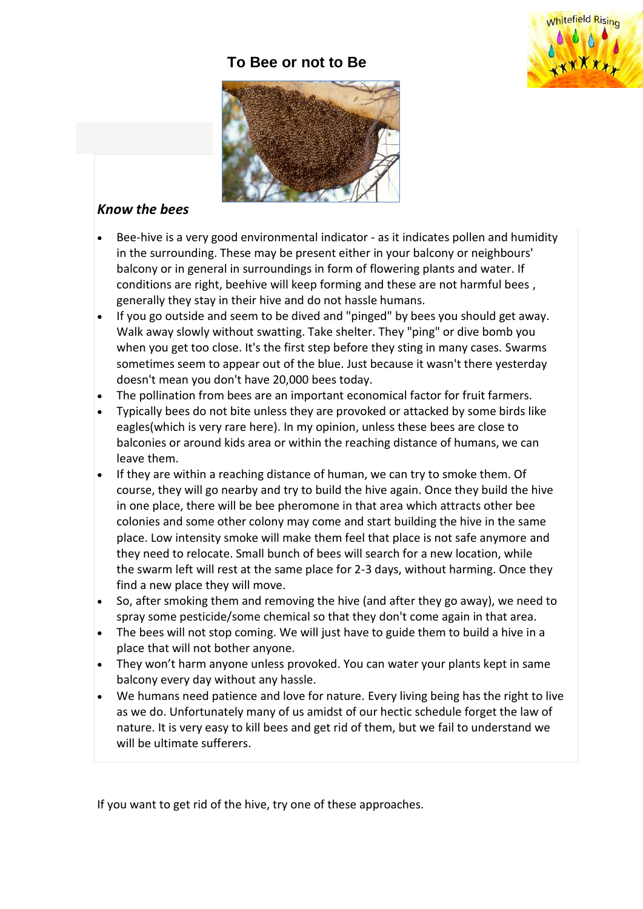# To Bee or not to Be

## *Know the bees*

- Bee-hive is a very good environmental indicator - as it indicates pollen and humidity in the surrounding. These may be present either in your balcony or neighbours' balcony or in general in surroundings in form of flowering plants and water. If conditions are right, beehive will keep forming and these are not harmful bees , generally they stay in their hive and do not hassle humans.
- If you go outside and seem to be dived and "pinged" by bees you should get away. Walk away slowly without swatting. Take shelter. They "ping" or dive bomb you when you get too close. It's the first step before they sting in many cases. Swarms sometimes seem to appear out of the blue. Just because it wasn't there yesterday doesn't mean you don't have 20,000 bees today.
- The pollination from bees are an important economical factor for fruit farmers.
- Typically bees do not bite unless they are provoked or attacked by some birds like eagles(which is very rare here). In my opinion, unless these bees are close to balconies or around kids area or within the reaching distance of humans, we can leave them.
- If they are within a reaching distance of human, we can try to smoke them. Of course, they will go nearby and try to build the hive again. Once they build the hive in one place, there will be bee pheromone in that area which attracts other bee colonies and some other colony may come and start building the hive in the same place. Low intensity smoke will make them feel that place is not safe anymore and they need to relocate. Small bunch of bees will search for a new location, while the swarm left will rest at the same place for 2-3 days, without harming. Once they find a new place they will move.
- So, after smoking them and removing the hive (and after they go away), we need to spray some pesticide/some chemical so that they don't come again in that area.
- The bees will not stop coming. We will just have to guide them to build a hive in a place that will not bother anyone.
- They won't harm anyone unless provoked. You can water your plants kept in same balcony every day without any hassle.
- We humans need patience and love for nature. Every living being has the right to live as we do. Unfortunately many of us amidst of our hectic schedule forget the law of nature. It is very easy to kill bees and get rid of them, but we fail to understand we will be ultimate sufferers.

If you want to get rid of the hive, try one of these approaches.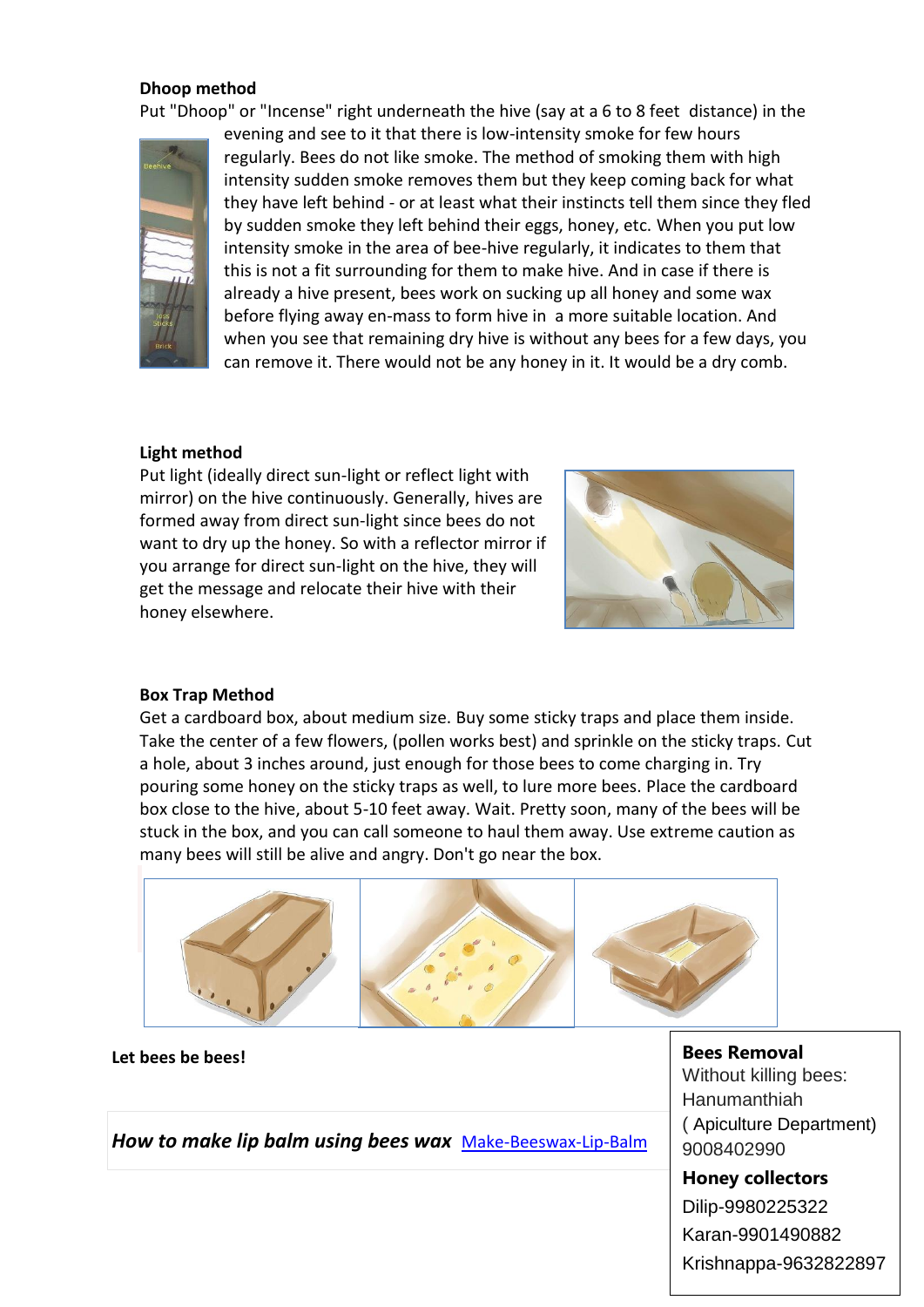**Dhoop method**

Put "Dhoop" or "Incense" right underneath the hive (say at a 6 to 8 feet distance) in the evening and see to it that there is low-intensity smoke for few hours regularly. Bees do not like smoke. The method of smoking them with high intensity sudden smoke removes them but they keep coming back for what they have left behind - or at least what their instincts tell them since they fled by sudden smoke they left behind their eggs, honey, etc. When you put low intensity smoke in the area of bee-hive regularly, it indicates to them that this is not a fit surrounding for them to make hive. And in case if there is already a hive present, bees work on sucking up all honey and some wax before flying away en-mass to form hive in a more suitable location. And when you see that remaining dry hive is without any bees for a few days, you can remove it. There would not be any honey in it. It would be a dry comb.

**Light method**

Put light (ideally direct sun-light or reflect light with mirror) on the hive continuously. Generally, hives are formed away from direct sun-light since bees do not want to dry up the honey. So with a reflector mirror if you arrange for direct sun-light on the hive, they will get the message and relocate their hive with their honey elsewhere.

**Box Trap Method**

Get a cardboard box, about medium size. Buy some sticky traps and place them inside. Take the center of a few flowers, (pollen works best) and sprinkle on the sticky traps. Cut a hole, about 3 inches around, just enough for those bees to come charging in. Try pouring some honey on the sticky traps as well, to lure more bees. Place the cardboard box close to the hive, about 5-10 feet away. Wait. Pretty soon, many of the bees will be stuck in the box, and you can call someone to haul them away. Use extreme caution as many bees will still be alive and angry. Don't go near the box.

**Let bees be bees!**

***How to make lip balm using bees wax*** [Make-Beeswax-Lip-Balm]

**Bees Removal**
Without killing bees:
Hanumanthiah
( Apiculture Department)
9008402990

**Honey collectors**
Dilip-9980225322
Karan-9901490882
Krishnappa-9632822897